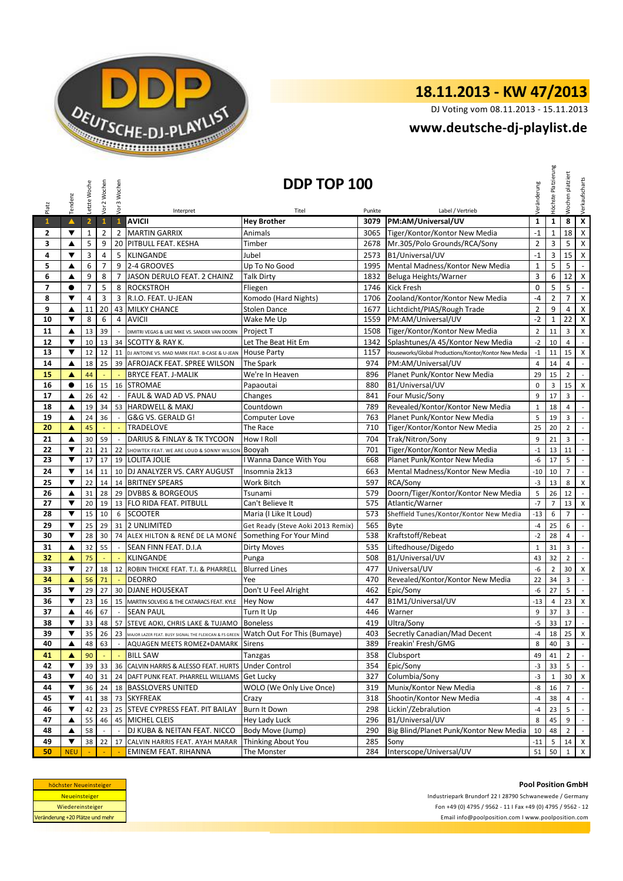# 18.11.2013 - KW 47/2013

DJ Voting vom 08.11.2013 - 15.11.2013

## www.deutsche-dj-playlist.de

## DDP TOP 100

| Platz | Tendenz | Letzte Woche | Vor 2 Wochen | Vor 3 Wochen | Interpret | Titel | Punkte | Label / Vertrieb | Veränderung | Höchste Platzierung | Wochen platziert | Verkaufscharts |
|---|---|---|---|---|---|---|---|---|---|---|---|---|
| 1 | ▲ | 2 | 1 | 1 | AVICII | Hey Brother | 3079 | PM:AM/Universal/UV | 1 | 1 | 8 | X |
| 2 | ▼ | 1 | 2 | 2 | MARTIN GARRIX | Animals | 3065 | Tiger/Kontor/Kontor New Media | -1 | 1 | 18 | X |
| 3 | ▲ | 5 | 9 | 20 | PITBULL FEAT. KESHA | Timber | 2678 | Mr.305/Polo Grounds/RCA/Sony | 2 | 3 | 5 | X |
| 4 | ▼ | 3 | 4 | 5 | KLINGANDE | Jubel | 2573 | B1/Universal/UV | -1 | 3 | 15 | X |
| 5 | ▲ | 6 | 7 | 9 | 2-4 GROOVES | Up To No Good | 1995 | Mental Madness/Kontor New Media | 1 | 5 | 5 | - |
| 6 | ▲ | 9 | 8 | 7 | JASON DERULO FEAT. 2 CHAINZ | Talk Dirty | 1832 | Beluga Heights/Warner | 3 | 6 | 12 | X |
| 7 | ● | 7 | 5 | 8 | ROCKSTROH | Fliegen | 1746 | Kick Fresh | 0 | 5 | 5 | - |
| 8 | ▼ | 4 | 3 | 3 | R.I.O. FEAT. U-JEAN | Komodo (Hard Nights) | 1706 | Zooland/Kontor/Kontor New Media | -4 | 2 | 7 | X |
| 9 | ▲ | 11 | 20 | 43 | MILKY CHANCE | Stolen Dance | 1677 | Lichtdicht/PIAS/Rough Trade | 2 | 9 | 4 | X |
| 10 | ▼ | 8 | 6 | 4 | AVICII | Wake Me Up | 1559 | PM:AM/Universal/UV | -2 | 1 | 22 | X |
| 11 | ▲ | 13 | 39 | - | DIMITRI VEGAS & LIKE MIKE VS. SANDER VAN DOORN | Project T | 1508 | Tiger/Kontor/Kontor New Media | 2 | 11 | 3 | X |
| 12 | ▼ | 10 | 13 | 34 | SCOTTY & RAY K. | Let The Beat Hit Em | 1342 | Splashtunes/A 45/Kontor New Media | -2 | 10 | 4 | - |
| 13 | ▼ | 12 | 12 | 11 | DJ ANTOINE VS. MAD MARK FEAT. B-CASE & U-JEAN | House Party | 1157 | Houseworks/Global Productions/Kontor/Kontor New Media | -1 | 11 | 15 | X |
| 14 | ▲ | 18 | 25 | 39 | AFROJACK FEAT. SPREE WILSON | The Spark | 974 | PM:AM/Universal/UV | 4 | 14 | 4 | - |
| 15 | ▲ | 44 | - | - | BRYCE FEAT. J-MALIK | We're In Heaven | 896 | Planet Punk/Kontor New Media | 29 | 15 | 2 | - |
| 16 | ● | 16 | 15 | 16 | STROMAE | Papaoutai | 880 | B1/Universal/UV | 0 | 3 | 15 | X |
| 17 | ▲ | 26 | 42 | - | FAUL & WAD AD VS. PNAU | Changes | 841 | Four Music/Sony | 9 | 17 | 3 | - |
| 18 | ▲ | 19 | 34 | 53 | HARDWELL & MAKJ | Countdown | 789 | Revealed/Kontor/Kontor New Media | 1 | 18 | 4 | - |
| 19 | ▲ | 24 | 36 | - | G&G VS. GERALD G! | Computer Love | 763 | Planet Punk/Kontor New Media | 5 | 19 | 3 | - |
| 20 | ▲ | 45 | - | - | TRADELOVE | The Race | 710 | Tiger/Kontor/Kontor New Media | 25 | 20 | 2 | - |
| 21 | ▲ | 30 | 59 | - | DARIUS & FINLAY & TK TYCOON | How I Roll | 704 | Trak/Nitron/Sony | 9 | 21 | 3 | - |
| 22 | ▼ | 21 | 21 | 22 | SHOWTEK FEAT. WE ARE LOUD & SONNY WILSON | Booyah | 701 | Tiger/Kontor/Kontor New Media | -1 | 13 | 11 | - |
| 23 | ▼ | 17 | 17 | 19 | LOLITA JOLIE | I Wanna Dance With You | 668 | Planet Punk/Kontor New Media | -6 | 17 | 5 | - |
| 24 | ▼ | 14 | 11 | 10 | DJ ANALYZER VS. CARY AUGUST | Insomnia 2k13 | 663 | Mental Madness/Kontor New Media | -10 | 10 | 7 | - |
| 25 | ▼ | 22 | 14 | 14 | BRITNEY SPEARS | Work Bitch | 597 | RCA/Sony | -3 | 13 | 8 | X |
| 26 | ▲ | 31 | 28 | 29 | DVBBS & BORGEOUS | Tsunami | 579 | Doorn/Tiger/Kontor/Kontor New Media | 5 | 26 | 12 | - |
| 27 | ▼ | 20 | 19 | 13 | FLO RIDA FEAT. PITBULL | Can't Believe It | 575 | Atlantic/Warner | -7 | 7 | 13 | X |
| 28 | ▼ | 15 | 10 | 6 | SCOOTER | Maria (I Like It Loud) | 573 | Sheffield Tunes/Kontor/Kontor New Media | -13 | 6 | 7 | - |
| 29 | ▼ | 25 | 29 | 31 | 2 UNLIMITED | Get Ready (Steve Aoki 2013 Remix) | 565 | Byte | -4 | 25 | 6 | - |
| 30 | ▼ | 28 | 30 | 74 | ALEX HILTON & RENÉ DE LA MONÉ | Something For Your Mind | 538 | Kraftstoff/Rebeat | -2 | 28 | 4 | - |
| 31 | ▲ | 32 | 55 | - | SEAN FINN FEAT. D.I.A | Dirty Moves | 535 | Liftedhouse/Digedo | 1 | 31 | 3 | - |
| 32 | ▲ | 75 | - | - | KLINGANDE | Punga | 508 | B1/Universal/UV | 43 | 32 | 2 | - |
| 33 | ▼ | 27 | 18 | 12 | ROBIN THICKE FEAT. T.I. & PHARRELL | Blurred Lines | 477 | Universal/UV | -6 | 2 | 30 | X |
| 34 | ▲ | 56 | 71 | - | DEORRO | Yee | 470 | Revealed/Kontor/Kontor New Media | 22 | 34 | 3 | - |
| 35 | ▼ | 29 | 27 | 30 | DJANE HOUSEKAT | Don't U Feel Alright | 462 | Epic/Sony | -6 | 27 | 5 | - |
| 36 | ▼ | 23 | 16 | 15 | MARTIN SOLVEIG & THE CATARACS FEAT. KYLE | Hey Now | 447 | B1M1/Universal/UV | -13 | 4 | 23 | X |
| 37 | ▲ | 46 | 67 | - | SEAN PAUL | Turn It Up | 446 | Warner | 9 | 37 | 3 | - |
| 38 | ▼ | 33 | 48 | 57 | STEVE AOKI, CHRIS LAKE & TUJAMO | Boneless | 419 | Ultra/Sony | -5 | 33 | 17 | - |
| 39 | ▼ | 35 | 26 | 23 | MAJOR LAZER FEAT. BUSY SIGNAL THE FLEXICAN & FS GREEN | Watch Out For This (Bumaye) | 403 | Secretly Canadian/Mad Decent | -4 | 18 | 25 | X |
| 40 | ▲ | 48 | 63 | - | AQUAGEN MEETS ROMEZ+DAMARK | Sirens | 389 | Freakin' Fresh/GMG | 8 | 40 | 3 | - |
| 41 | ▲ | 90 | - | - | BILL SAW | Tanzgas | 358 | Clubsport | 49 | 41 | 2 | - |
| 42 | ▼ | 39 | 33 | 36 | CALVIN HARRIS & ALESSO FEAT. HURTS | Under Control | 354 | Epic/Sony | -3 | 33 | 5 | - |
| 43 | ▼ | 40 | 31 | 24 | DAFT PUNK FEAT. PHARRELL WILLIAMS | Get Lucky | 327 | Columbia/Sony | -3 | 1 | 30 | X |
| 44 | ▼ | 36 | 24 | 18 | BASSLOVERS UNITED | WOLO (We Only Live Once) | 319 | Munix/Kontor New Media | -8 | 16 | 7 | - |
| 45 | ▼ | 41 | 38 | 73 | SKYFREAK | Crazy | 318 | Shootin/Kontor New Media | -4 | 38 | 4 | - |
| 46 | ▼ | 42 | 23 | 25 | STEVE CYPRESS FEAT. PIT BAILAY | Burn It Down | 298 | Lickin'/Zebralution | -4 | 23 | 5 | - |
| 47 | ▲ | 55 | 46 | 45 | MICHEL CLEIS | Hey Lady Luck | 296 | B1/Universal/UV | 8 | 45 | 9 | - |
| 48 | ▲ | 58 | - | - | DJ KUBA & NE!TAN FEAT. NICCO | Body Move (Jump) | 290 | Big Blind/Planet Punk/Kontor New Media | 10 | 48 | 2 | - |
| 49 | ▼ | 38 | 22 | 17 | CALVIN HARRIS FEAT. AYAH MARAR | Thinking About You | 285 | Sony | -11 | 5 | 14 | X |
| 50 | NEU | - | - | - | EMINEM FEAT. RIHANNA | The Monster | 284 | Interscope/Universal/UV | 51 | 50 | 1 | X |

höchster Neueinsteiger
Neueinsteiger
Wiedereinsteiger
Veränderung +20 Plätze und mehr

**Pool Position GmbH**

Industriepark Brundorf 22 I 28790 Schwanewede / Germany
Fon +49 (0) 4795 / 9562 - 11 I Fax +49 (0) 4795 / 9562 - 12
Email info@poolposition.com I www.poolposition.com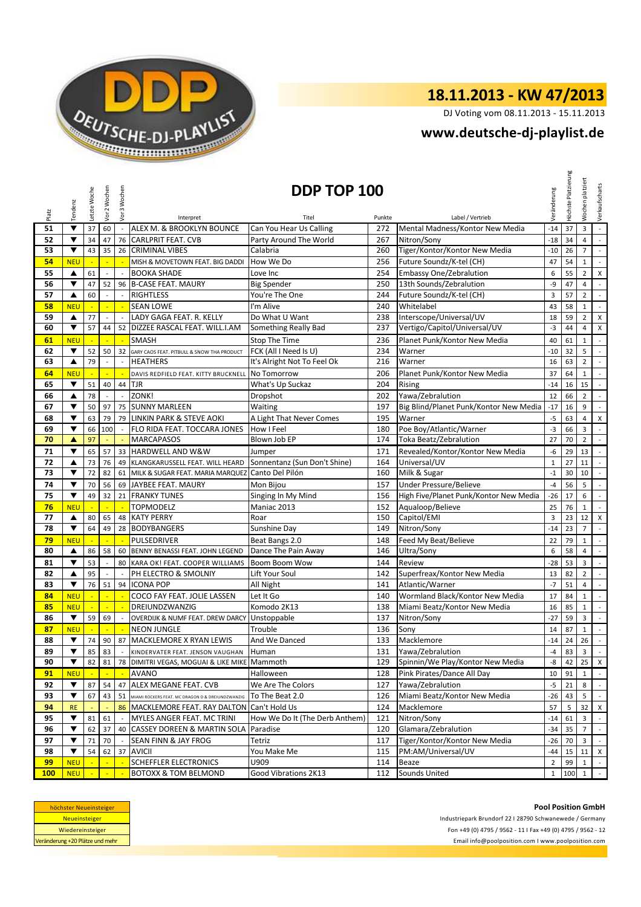# 18.11.2013 - KW 47/2013

DJ Voting vom 08.11.2013 - 15.11.2013

## www.deutsche-dj-playlist.de

## DDP TOP 100

| Platz | Tendenz | Letzte Woche | Vor 2 Wochen | Vor 3 Wochen | Interpret | Titel | Punkte | Label / Vertrieb | Veränderung | Höchste Platzierung | Wochen platziert | Verkaufscharts |
|---|---|---|---|---|---|---|---|---|---|---|---|---|
| 51 | ▼ | 37 | 60 | - | ALEX M. & BROOKLYN BOUNCE | Can You Hear Us Calling | 272 | Mental Madness/Kontor New Media | -14 | 37 | 3 | - |
| 52 | ▼ | 34 | 47 | 76 | CARLPRIT FEAT. CVB | Party Around The World | 267 | Nitron/Sony | -18 | 34 | 4 | - |
| 53 | ▼ | 43 | 35 | 26 | CRIMINAL VIBES | Calabria | 260 | Tiger/Kontor/Kontor New Media | -10 | 26 | 7 | - |
| 54 | NEU | - | - | - | MISH & MOVETOWN FEAT. BIG DADDI | How We Do | 256 | Future Soundz/K-tel (CH) | 47 | 54 | 1 | - |
| 55 | ▲ | 61 | - | - | BOOKA SHADE | Love Inc | 254 | Embassy One/Zebralution | 6 | 55 | 2 | X |
| 56 | ▼ | 47 | 52 | 96 | B-CASE FEAT. MAURY | Big Spender | 250 | 13th Sounds/Zebralution | -9 | 47 | 4 | - |
| 57 | ▲ | 60 | - | - | RIGHTLESS | You're The One | 244 | Future Soundz/K-tel (CH) | 3 | 57 | 2 | - |
| 58 | NEU | - | - | - | SEAN LOWE | I'm Alive | 240 | Whitelabel | 43 | 58 | 1 | - |
| 59 | ▲ | 77 | - | - | LADY GAGA FEAT. R. KELLY | Do What U Want | 238 | Interscope/Universal/UV | 18 | 59 | 2 | X |
| 60 | ▼ | 57 | 44 | 52 | DIZZEE RASCAL FEAT. WILL.I.AM | Something Really Bad | 237 | Vertigo/Capitol/Universal/UV | -3 | 44 | 4 | X |
| 61 | NEU | - | - | - | SMASH | Stop The Time | 236 | Planet Punk/Kontor New Media | 40 | 61 | 1 | - |
| 62 | ▼ | 52 | 50 | 32 | GARY CAOS FEAT. PITBULL & SNOW THA PRODUCT | FCK (All I Need Is U) | 234 | Warner | -10 | 32 | 5 | - |
| 63 | ▲ | 79 | - | - | HEATHERS | It's Alright Not To Feel Ok | 216 | Warner | 16 | 63 | 2 | - |
| 64 | NEU | - | - | - | DAVIS REDFIELD FEAT. KITTY BRUCKNELL | No Tomorrow | 206 | Planet Punk/Kontor New Media | 37 | 64 | 1 | - |
| 65 | ▼ | 51 | 40 | 44 | TJR | What's Up Suckaz | 204 | Rising | -14 | 16 | 15 | - |
| 66 | ▲ | 78 | - | - | ZONK! | Dropshot | 202 | Yawa/Zebralution | 12 | 66 | 2 | - |
| 67 | ▼ | 50 | 97 | 75 | SUNNY MARLEEN | Waiting | 197 | Big Blind/Planet Punk/Kontor New Media | -17 | 16 | 9 | - |
| 68 | ▼ | 63 | 79 | 79 | LINKIN PARK & STEVE AOKI | A Light That Never Comes | 195 | Warner | -5 | 63 | 4 | X |
| 69 | ▼ | 66 | 100 | - | FLO RIDA FEAT. TOCCARA JONES | How I Feel | 180 | Poe Boy/Atlantic/Warner | -3 | 66 | 3 | - |
| 70 | ▲ | 97 | - | - | MARCAPASOS | Blown Job EP | 174 | Toka Beatz/Zebralution | 27 | 70 | 2 | - |
| 71 | ▼ | 65 | 57 | 33 | HARDWELL AND W&W | Jumper | 171 | Revealed/Kontor/Kontor New Media | -6 | 29 | 13 | - |
| 72 | ▲ | 73 | 76 | 49 | KLANGKARUSSELL FEAT. WILL HEARD | Sonnentanz (Sun Don't Shine) | 164 | Universal/UV | 1 | 27 | 11 | - |
| 73 | ▼ | 72 | 82 | 61 | MILK & SUGAR FEAT. MARIA MARQUEZ | Canto Del Pilón | 160 | Milk & Sugar | -1 | 30 | 10 | - |
| 74 | ▼ | 70 | 56 | 69 | JAYBEE FEAT. MAURY | Mon Bijou | 157 | Under Pressure/Believe | -4 | 56 | 5 | - |
| 75 | ▼ | 49 | 32 | 21 | FRANKY TUNES | Singing In My Mind | 156 | High Five/Planet Punk/Kontor New Media | -26 | 17 | 6 | - |
| 76 | NEU | - | - | - | TOPMODELZ | Maniac 2013 | 152 | Aqualoop/Believe | 25 | 76 | 1 | - |
| 77 | ▲ | 80 | 65 | 48 | KATY PERRY | Roar | 150 | Capitol/EMI | 3 | 23 | 12 | X |
| 78 | ▼ | 64 | 49 | 28 | BODYBANGERS | Sunshine Day | 149 | Nitron/Sony | -14 | 23 | 7 | - |
| 79 | NEU | - | - | - | PULSEDRIVER | Beat Bangs 2.0 | 148 | Feed My Beat/Believe | 22 | 79 | 1 | - |
| 80 | ▲ | 86 | 58 | 60 | BENNY BENASSI FEAT. JOHN LEGEND | Dance The Pain Away | 146 | Ultra/Sony | 6 | 58 | 4 | - |
| 81 | ▼ | 53 | - | 80 | KARA OK! FEAT. COOPER WILLIAMS | Boom Boom Wow | 144 | Review | -28 | 53 | 3 | - |
| 82 | ▲ | 95 | - | - | PH ELECTRO & SMOLNIY | Lift Your Soul | 142 | Superfreax/Kontor New Media | 13 | 82 | 2 | - |
| 83 | ▼ | 76 | 51 | 94 | ICONA POP | All Night | 141 | Atlantic/Warner | -7 | 51 | 4 | - |
| 84 | NEU | - | - | - | COCO FAY FEAT. JOLIE LASSEN | Let It Go | 140 | Wormland Black/Kontor New Media | 17 | 84 | 1 | - |
| 85 | NEU | - | - | - | DREIUNDZWANZIG | Komodo 2K13 | 138 | Miami Beatz/Kontor New Media | 16 | 85 | 1 | - |
| 86 | ▼ | 59 | 69 | - | OVERDIJK & NUMF FEAT. DREW DARCY | Unstoppable | 137 | Nitron/Sony | -27 | 59 | 3 | - |
| 87 | NEU | - | - | - | NEON JUNGLE | Trouble | 136 | Sony | 14 | 87 | 1 | - |
| 88 | ▼ | 74 | 90 | 87 | MACKLEMORE X RYAN LEWIS | And We Danced | 133 | Macklemore | -14 | 24 | 26 | - |
| 89 | ▼ | 85 | 83 | - | KINDERVATER FEAT. JENSON VAUGHAN | Human | 131 | Yawa/Zebralution | -4 | 83 | 3 | - |
| 90 | ▼ | 82 | 81 | 78 | DIMITRI VEGAS, MOGUAI & LIKE MIKE | Mammoth | 129 | Spinnin/We Play/Kontor New Media | -8 | 42 | 25 | X |
| 91 | NEU | - | - | - | AVANO | Halloween | 128 | Pink Pirates/Dance All Day | 10 | 91 | 1 | - |
| 92 | ▼ | 87 | 54 | 47 | ALEX MEGANE FEAT. CVB | We Are The Colors | 127 | Yawa/Zebralution | -5 | 21 | 8 | - |
| 93 | ▼ | 67 | 43 | 51 | MIAMI ROCKERS FEAT. MC DRAGON D & DREIUNDZWANZIG | To The Beat 2.0 | 126 | Miami Beatz/Kontor New Media | -26 | 43 | 5 | - |
| 94 | RE | - | - | 86 | MACKLEMORE FEAT. RAY DALTON | Can't Hold Us | 124 | Macklemore | 57 | 5 | 32 | X |
| 95 | ▼ | 81 | 61 | - | MYLES ANGER FEAT. MC TRINI | How We Do It (The Derb Anthem) | 121 | Nitron/Sony | -14 | 61 | 3 | - |
| 96 | ▼ | 62 | 37 | 40 | CASSEY DOREEN & MARTIN SOLA | Paradise | 120 | Glamara/Zebralution | -34 | 35 | 7 | - |
| 97 | ▼ | 71 | 70 | - | SEAN FINN & JAY FROG | Tetriz | 117 | Tiger/Kontor/Kontor New Media | -26 | 70 | 3 | - |
| 98 | ▼ | 54 | 62 | 37 | AVICII | You Make Me | 115 | PM:AM/Universal/UV | -44 | 15 | 11 | X |
| 99 | NEU | - | - | - | SCHEFFLER ELECTRONICS | U909 | 114 | Beaze | 2 | 99 | 1 | - |
| 100 | NEU | - | - | - | BOTOXX & TOM BELMOND | Good Vibrations 2K13 | 112 | Sounds United | 1 | 100 | 1 | - |

höchster Neueinsteiger
Neueinsteiger
Wiedereinsteiger
Veränderung +20 Plätze und mehr

**Pool Position GmbH**
Industriepark Brundorf 22 I 28790 Schwanewede / Germany
Fon +49 (0) 4795 / 9562 - 11 I Fax +49 (0) 4795 / 9562 - 12
Email info@poolposition.com I www.poolposition.com